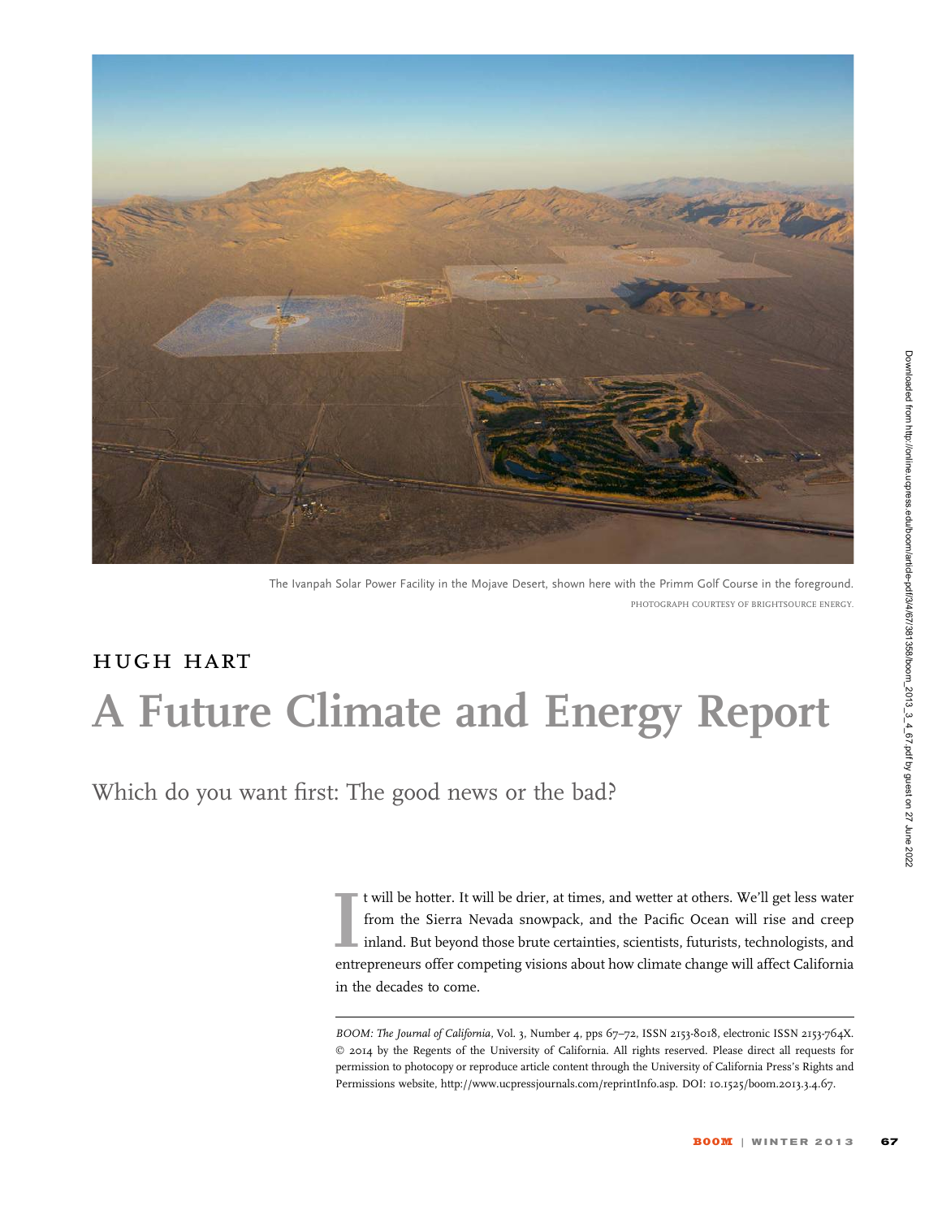The Ivanpah Solar Power Facility in the Mojave Desert, shown here with the Primm Golf Course in the foreground.

PHOTOGRAPH COURTESY OF BRIGHTSOURCE ENERGY.

HUGH HART

# A Future Climate and Energy Report

## Which do you want first: The good news or the bad?

It will be hotter. It will be drier, at times, and wetter at others. We'll get less water from the Sierra Nevada snowpack, and the Pacific Ocean will rise and creep inland. But beyond those brute certainties, scientists, futurists, technologists, and entrepreneurs offer competing visions about how climate change will affect California in the decades to come.

---

*BOOM: The Journal of California*, Vol. 3, Number 4, pps 67–72, ISSN 2153-8018, electronic ISSN 2153-764X. © 2014 by the Regents of the University of California. All rights reserved. Please direct all requests for permission to photocopy or reproduce article content through the University of California Press's Rights and Permissions website, http://www.ucpressjournals.com/reprintInfo.asp. DOI: 10.1525/boom.2013.3.4.67.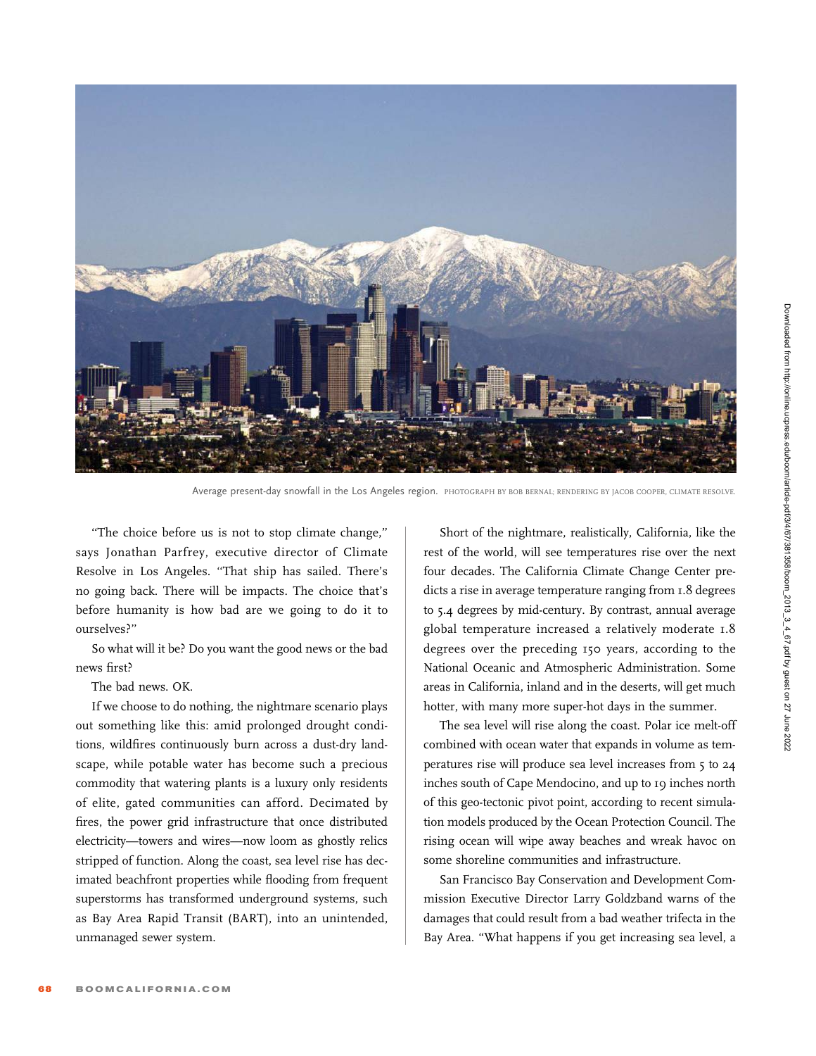Average present-day snowfall in the Los Angeles region. PHOTOGRAPH BY BOB BERNAL; RENDERING BY JACOB COOPER, CLIMATE RESOLVE.

"The choice before us is not to stop climate change," says Jonathan Parfrey, executive director of Climate Resolve in Los Angeles. "That ship has sailed. There's no going back. There will be impacts. The choice that's before humanity is how bad are we going to do it to ourselves?"

So what will it be? Do you want the good news or the bad news first?

The bad news. OK.

If we choose to do nothing, the nightmare scenario plays out something like this: amid prolonged drought conditions, wildfires continuously burn across a dust-dry landscape, while potable water has become such a precious commodity that watering plants is a luxury only residents of elite, gated communities can afford. Decimated by fires, the power grid infrastructure that once distributed electricity—towers and wires—now loom as ghostly relics stripped of function. Along the coast, sea level rise has decimated beachfront properties while flooding from frequent superstorms has transformed underground systems, such as Bay Area Rapid Transit (BART), into an unintended, unmanaged sewer system.

Short of the nightmare, realistically, California, like the rest of the world, will see temperatures rise over the next four decades. The California Climate Change Center predicts a rise in average temperature ranging from 1.8 degrees to 5.4 degrees by mid-century. By contrast, annual average global temperature increased a relatively moderate 1.8 degrees over the preceding 150 years, according to the National Oceanic and Atmospheric Administration. Some areas in California, inland and in the deserts, will get much hotter, with many more super-hot days in the summer.

The sea level will rise along the coast. Polar ice melt-off combined with ocean water that expands in volume as temperatures rise will produce sea level increases from 5 to 24 inches south of Cape Mendocino, and up to 19 inches north of this geo-tectonic pivot point, according to recent simulation models produced by the Ocean Protection Council. The rising ocean will wipe away beaches and wreak havoc on some shoreline communities and infrastructure.

San Francisco Bay Conservation and Development Commission Executive Director Larry Goldzband warns of the damages that could result from a bad weather trifecta in the Bay Area. "What happens if you get increasing sea level, a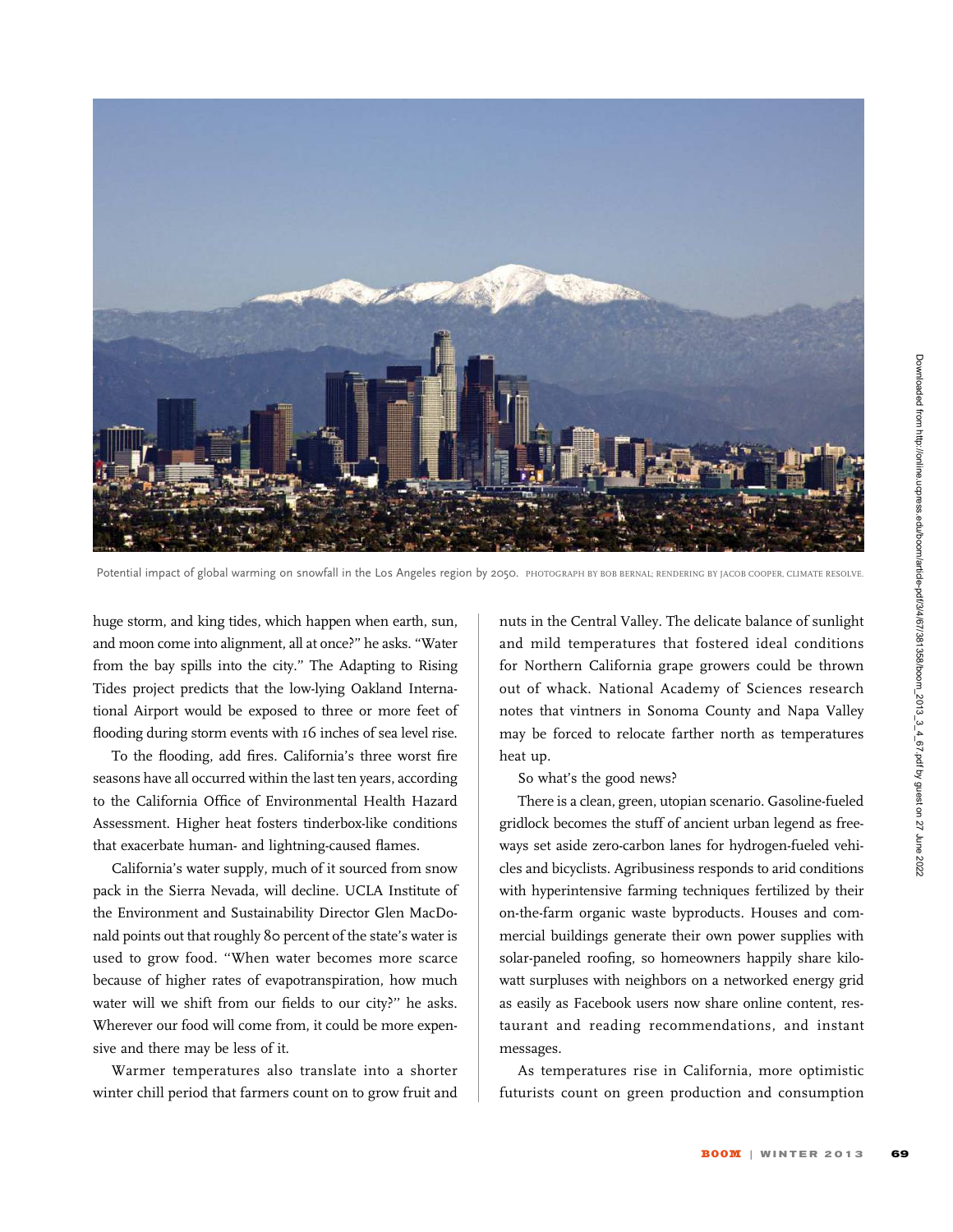Potential impact of global warming on snowfall in the Los Angeles region by 2050. PHOTOGRAPH BY BOB BERNAL; RENDERING BY JACOB COOPER, CLIMATE RESOLVE.

huge storm, and king tides, which happen when earth, sun, and moon come into alignment, all at once?" he asks. "Water from the bay spills into the city." The Adapting to Rising Tides project predicts that the low-lying Oakland International Airport would be exposed to three or more feet of flooding during storm events with 16 inches of sea level rise.

To the flooding, add fires. California's three worst fire seasons have all occurred within the last ten years, according to the California Office of Environmental Health Hazard Assessment. Higher heat fosters tinderbox-like conditions that exacerbate human- and lightning-caused flames.

California's water supply, much of it sourced from snow pack in the Sierra Nevada, will decline. UCLA Institute of the Environment and Sustainability Director Glen MacDonald points out that roughly 80 percent of the state's water is used to grow food. "When water becomes more scarce because of higher rates of evapotranspiration, how much water will we shift from our fields to our city?" he asks. Wherever our food will come from, it could be more expensive and there may be less of it.

Warmer temperatures also translate into a shorter winter chill period that farmers count on to grow fruit and nuts in the Central Valley. The delicate balance of sunlight and mild temperatures that fostered ideal conditions for Northern California grape growers could be thrown out of whack. National Academy of Sciences research notes that vintners in Sonoma County and Napa Valley may be forced to relocate farther north as temperatures heat up.

So what's the good news?

There is a clean, green, utopian scenario. Gasoline-fueled gridlock becomes the stuff of ancient urban legend as freeways set aside zero-carbon lanes for hydrogen-fueled vehicles and bicyclists. Agribusiness responds to arid conditions with hyperintensive farming techniques fertilized by their on-the-farm organic waste byproducts. Houses and commercial buildings generate their own power supplies with solar-paneled roofing, so homeowners happily share kilowatt surpluses with neighbors on a networked energy grid as easily as Facebook users now share online content, restaurant and reading recommendations, and instant messages.

As temperatures rise in California, more optimistic futurists count on green production and consumption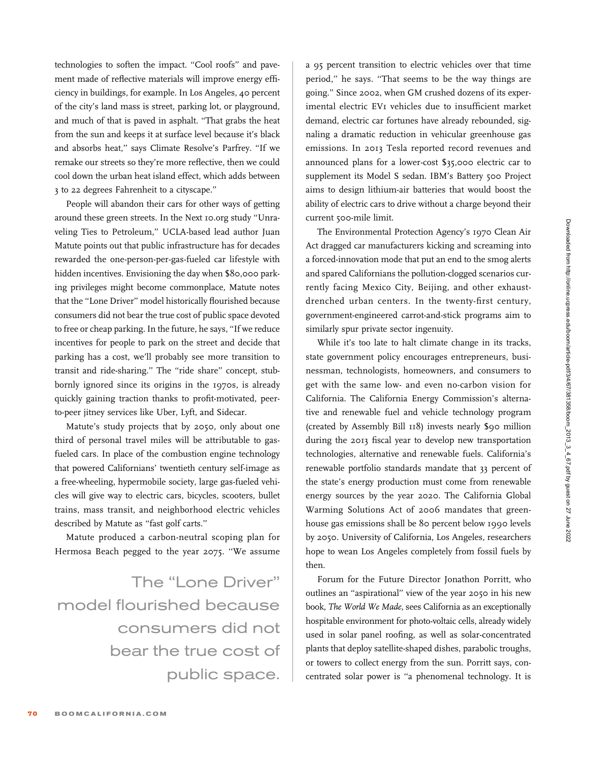technologies to soften the impact. "Cool roofs" and pavement made of reflective materials will improve energy efficiency in buildings, for example. In Los Angeles, 40 percent of the city's land mass is street, parking lot, or playground, and much of that is paved in asphalt. "That grabs the heat from the sun and keeps it at surface level because it's black and absorbs heat," says Climate Resolve's Parfrey. "If we remake our streets so they're more reflective, then we could cool down the urban heat island effect, which adds between 3 to 22 degrees Fahrenheit to a cityscape."

People will abandon their cars for other ways of getting around these green streets. In the Next 10.org study "Unraveling Ties to Petroleum," UCLA-based lead author Juan Matute points out that public infrastructure has for decades rewarded the one-person-per-gas-fueled car lifestyle with hidden incentives. Envisioning the day when $80,000 parking privileges might become commonplace, Matute notes that the "Lone Driver" model historically flourished because consumers did not bear the true cost of public space devoted to free or cheap parking. In the future, he says, "If we reduce incentives for people to park on the street and decide that parking has a cost, we'll probably see more transition to transit and ride-sharing." The "ride share" concept, stubbornly ignored since its origins in the 1970s, is already quickly gaining traction thanks to profit-motivated, peer-to-peer jitney services like Uber, Lyft, and Sidecar.

Matute's study projects that by 2050, only about one third of personal travel miles will be attributable to gas-fueled cars. In place of the combustion engine technology that powered Californians' twentieth century self-image as a free-wheeling, hypermobile society, large gas-fueled vehicles will give way to electric cars, bicycles, scooters, bullet trains, mass transit, and neighborhood electric vehicles described by Matute as "fast golf carts."

Matute produced a carbon-neutral scoping plan for Hermosa Beach pegged to the year 2075. "We assume a 95 percent transition to electric vehicles over that time period," he says. "That seems to be the way things are going." Since 2002, when GM crushed dozens of its experimental electric EV1 vehicles due to insufficient market demand, electric car fortunes have already rebounded, signaling a dramatic reduction in vehicular greenhouse gas emissions. In 2013 Tesla reported record revenues and announced plans for a lower-cost $35,000 electric car to supplement its Model S sedan. IBM's Battery 500 Project aims to design lithium-air batteries that would boost the ability of electric cars to drive without a charge beyond their current 500-mile limit.

> The "Lone Driver" model flourished because consumers did not bear the true cost of public space.

The Environmental Protection Agency's 1970 Clean Air Act dragged car manufacturers kicking and screaming into a forced-innovation mode that put an end to the smog alerts and spared Californians the pollution-clogged scenarios currently facing Mexico City, Beijing, and other exhaust-drenched urban centers. In the twenty-first century, government-engineered carrot-and-stick programs aim to similarly spur private sector ingenuity.

While it's too late to halt climate change in its tracks, state government policy encourages entrepreneurs, businessman, technologists, homeowners, and consumers to get with the same low- and even no-carbon vision for California. The California Energy Commission's alternative and renewable fuel and vehicle technology program (created by Assembly Bill 118) invests nearly $90 million during the 2013 fiscal year to develop new transportation technologies, alternative and renewable fuels. California's renewable portfolio standards mandate that 33 percent of the state's energy production must come from renewable energy sources by the year 2020. The California Global Warming Solutions Act of 2006 mandates that greenhouse gas emissions shall be 80 percent below 1990 levels by 2050. University of California, Los Angeles, researchers hope to wean Los Angeles completely from fossil fuels by then.

Forum for the Future Director Jonathon Porritt, who outlines an "aspirational" view of the year 2050 in his new book, *The World We Made,* sees California as an exceptionally hospitable environment for photo-voltaic cells, already widely used in solar panel roofing, as well as solar-concentrated plants that deploy satellite-shaped dishes, parabolic troughs, or towers to collect energy from the sun. Porritt says, concentrated solar power is "a phenomenal technology. It is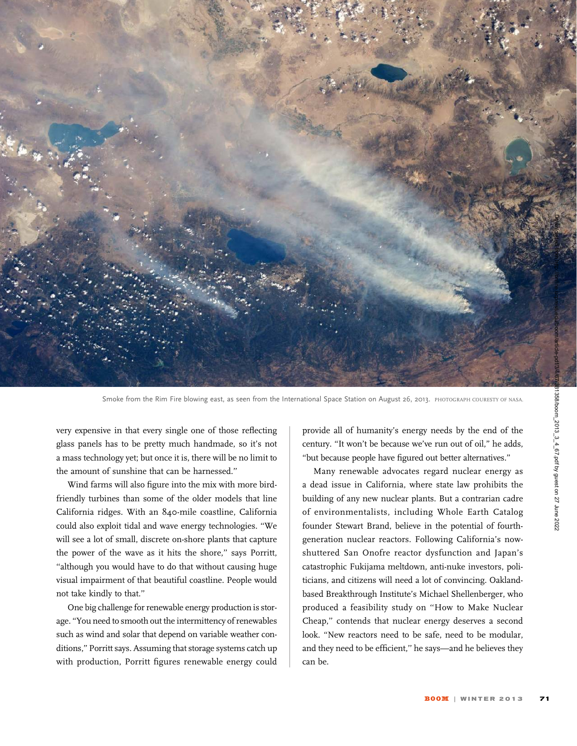Smoke from the Rim Fire blowing east, as seen from the International Space Station on August 26, 2013. PHOTOGRAPH COURESTY OF NASA.

very expensive in that every single one of those reflecting glass panels has to be pretty much handmade, so it's not a mass technology yet; but once it is, there will be no limit to the amount of sunshine that can be harnessed."

Wind farms will also figure into the mix with more bird-friendly turbines than some of the older models that line California ridges. With an 840-mile coastline, California could also exploit tidal and wave energy technologies. "We will see a lot of small, discrete on-shore plants that capture the power of the wave as it hits the shore," says Porritt, "although you would have to do that without causing huge visual impairment of that beautiful coastline. People would not take kindly to that."

One big challenge for renewable energy production is storage. "You need to smooth out the intermittency of renewables such as wind and solar that depend on variable weather conditions," Porritt says. Assuming that storage systems catch up with production, Porritt figures renewable energy could provide all of humanity's energy needs by the end of the century. "It won't be because we've run out of oil," he adds, "but because people have figured out better alternatives."

Many renewable advocates regard nuclear energy as a dead issue in California, where state law prohibits the building of any new nuclear plants. But a contrarian cadre of environmentalists, including Whole Earth Catalog founder Stewart Brand, believe in the potential of fourth-generation nuclear reactors. Following California's now-shuttered San Onofre reactor dysfunction and Japan's catastrophic Fukijama meltdown, anti-nuke investors, politicians, and citizens will need a lot of convincing. Oakland-based Breakthrough Institute's Michael Shellenberger, who produced a feasibility study on "How to Make Nuclear Cheap," contends that nuclear energy deserves a second look. "New reactors need to be safe, need to be modular, and they need to be efficient," he says—and he believes they can be.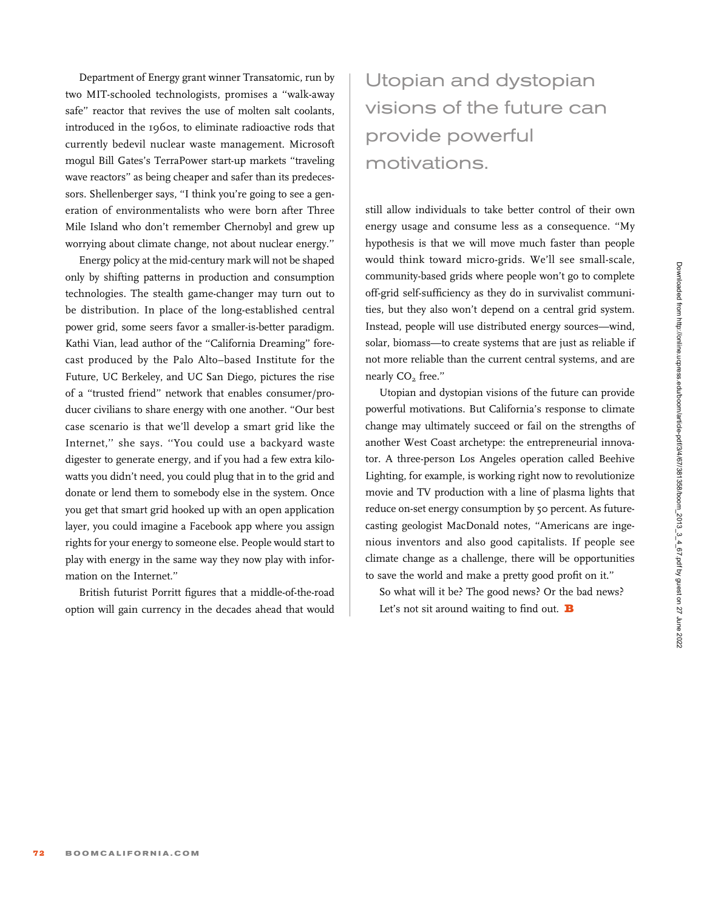Department of Energy grant winner Transatomic, run by two MIT-schooled technologists, promises a "walk-away safe" reactor that revives the use of molten salt coolants, introduced in the 1960s, to eliminate radioactive rods that currently bedevil nuclear waste management. Microsoft mogul Bill Gates's TerraPower start-up markets "traveling wave reactors" as being cheaper and safer than its predecessors. Shellenberger says, "I think you're going to see a generation of environmentalists who were born after Three Mile Island who don't remember Chernobyl and grew up worrying about climate change, not about nuclear energy."

Energy policy at the mid-century mark will not be shaped only by shifting patterns in production and consumption technologies. The stealth game-changer may turn out to be distribution. In place of the long-established central power grid, some seers favor a smaller-is-better paradigm. Kathi Vian, lead author of the "California Dreaming" forecast produced by the Palo Alto–based Institute for the Future, UC Berkeley, and UC San Diego, pictures the rise of a "trusted friend" network that enables consumer/producer civilians to share energy with one another. "Our best case scenario is that we'll develop a smart grid like the Internet," she says. "You could use a backyard waste digester to generate energy, and if you had a few extra kilowatts you didn't need, you could plug that in to the grid and donate or lend them to somebody else in the system. Once you get that smart grid hooked up with an open application layer, you could imagine a Facebook app where you assign rights for your energy to someone else. People would start to play with energy in the same way they now play with information on the Internet."

British futurist Porritt figures that a middle-of-the-road option will gain currency in the decades ahead that would still allow individuals to take better control of their own energy usage and consume less as a consequence. "My hypothesis is that we will move much faster than people would think toward micro-grids. We'll see small-scale, community-based grids where people won't go to complete off-grid self-sufficiency as they do in survivalist communities, but they also won't depend on a central grid system. Instead, people will use distributed energy sources—wind, solar, biomass—to create systems that are just as reliable if not more reliable than the current central systems, and are nearly $CO_2$ free."

> Utopian and dystopian visions of the future can provide powerful motivations.

Utopian and dystopian visions of the future can provide powerful motivations. But California's response to climate change may ultimately succeed or fail on the strengths of another West Coast archetype: the entrepreneurial innovator. A three-person Los Angeles operation called Beehive Lighting, for example, is working right now to revolutionize movie and TV production with a line of plasma lights that reduce on-set energy consumption by 50 percent. As future-casting geologist MacDonald notes, "Americans are ingenious inventors and also good capitalists. If people see climate change as a challenge, there will be opportunities to save the world and make a pretty good profit on it."

So what will it be? The good news? Or the bad news? Let's not sit around waiting to find out. **B**